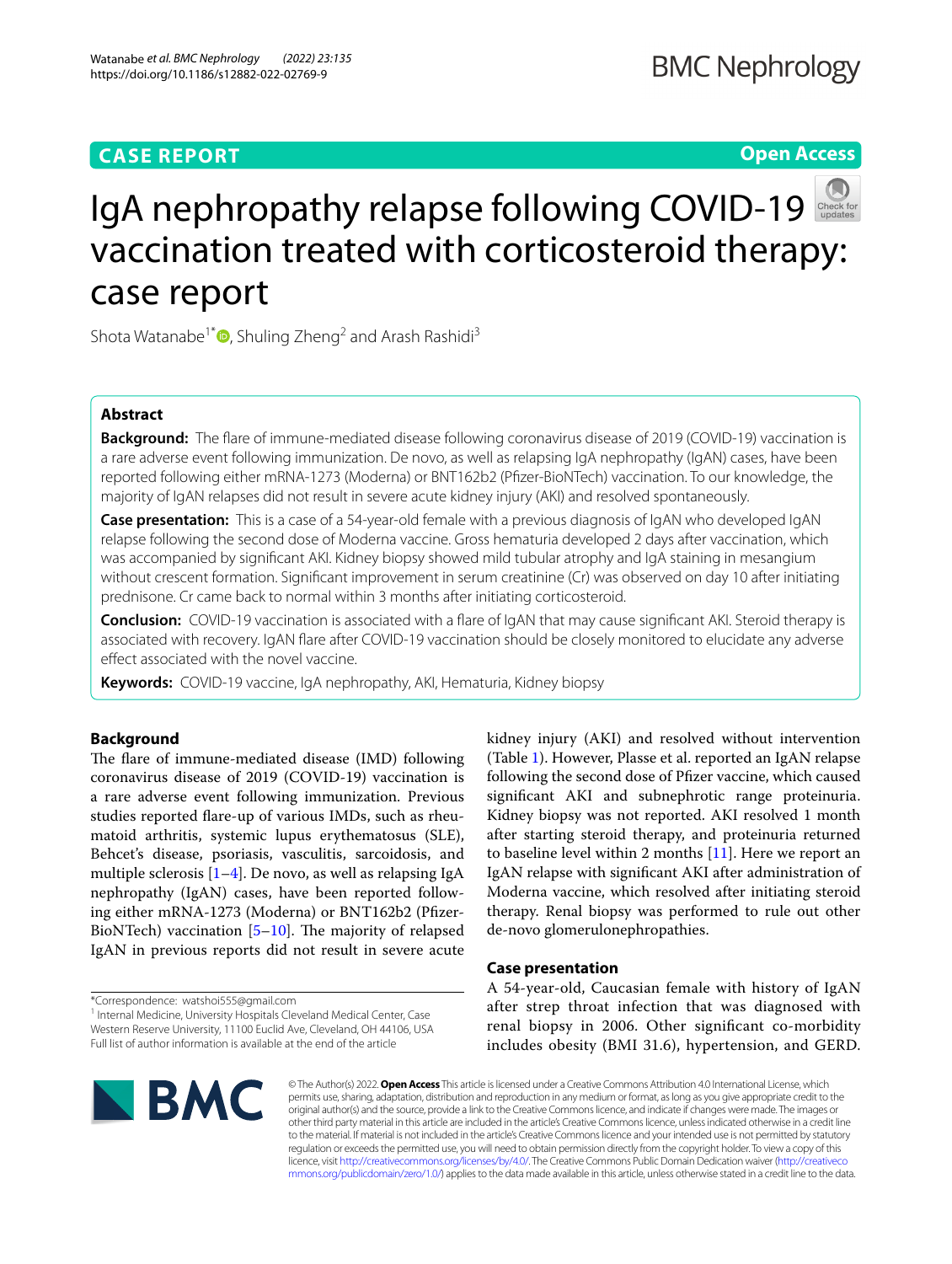CASE REPORT

Open Access

# IgA nephropathy relapse following COVID-19 vaccination treated with corticosteroid therapy: case report

Shota Watanabe[1*], Shuling Zheng[2] and Arash Rashidi[3]

## Abstract

**Background:** The flare of immune-mediated disease following coronavirus disease of 2019 (COVID-19) vaccination is a rare adverse event following immunization. De novo, as well as relapsing IgA nephropathy (IgAN) cases, have been reported following either mRNA-1273 (Moderna) or BNT162b2 (Pfizer-BioNTech) vaccination. To our knowledge, the majority of IgAN relapses did not result in severe acute kidney injury (AKI) and resolved spontaneously.

**Case presentation:** This is a case of a 54-year-old female with a previous diagnosis of IgAN who developed IgAN relapse following the second dose of Moderna vaccine. Gross hematuria developed 2 days after vaccination, which was accompanied by significant AKI. Kidney biopsy showed mild tubular atrophy and IgA staining in mesangium without crescent formation. Significant improvement in serum creatinine (Cr) was observed on day 10 after initiating prednisone. Cr came back to normal within 3 months after initiating corticosteroid.

**Conclusion:** COVID-19 vaccination is associated with a flare of IgAN that may cause significant AKI. Steroid therapy is associated with recovery. IgAN flare after COVID-19 vaccination should be closely monitored to elucidate any adverse effect associated with the novel vaccine.

**Keywords:** COVID-19 vaccine, IgA nephropathy, AKI, Hematuria, Kidney biopsy

## Background

The flare of immune-mediated disease (IMD) following coronavirus disease of 2019 (COVID-19) vaccination is a rare adverse event following immunization. Previous studies reported flare-up of various IMDs, such as rheumatoid arthritis, systemic lupus erythematosus (SLE), Behcet's disease, psoriasis, vasculitis, sarcoidosis, and multiple sclerosis [1–4]. De novo, as well as relapsing IgA nephropathy (IgAN) cases, have been reported following either mRNA-1273 (Moderna) or BNT162b2 (Pfizer-BioNTech) vaccination [5–10]. The majority of relapsed IgAN in previous reports did not result in severe acute kidney injury (AKI) and resolved without intervention (Table 1). However, Plasse et al. reported an IgAN relapse following the second dose of Pfizer vaccine, which caused significant AKI and subnephrotic range proteinuria. Kidney biopsy was not reported. AKI resolved 1 month after starting steroid therapy, and proteinuria returned to baseline level within 2 months [11]. Here we report an IgAN relapse with significant AKI after administration of Moderna vaccine, which resolved after initiating steroid therapy. Renal biopsy was performed to rule out other de-novo glomerulonephropathies.

## Case presentation

A 54-year-old, Caucasian female with history of IgAN after strep throat infection that was diagnosed with renal biopsy in 2006. Other significant co-morbidity includes obesity (BMI 31.6), hypertension, and GERD.

*Correspondence: watshoi555@gmail.com

[1] Internal Medicine, University Hospitals Cleveland Medical Center, Case Western Reserve University, 11100 Euclid Ave, Cleveland, OH 44106, USA

Full list of author information is available at the end of the article

© The Author(s) 2022. **Open Access** This article is licensed under a Creative Commons Attribution 4.0 International License, which permits use, sharing, adaptation, distribution and reproduction in any medium or format, as long as you give appropriate credit to the original author(s) and the source, provide a link to the Creative Commons licence, and indicate if changes were made. The images or other third party material in this article are included in the article's Creative Commons licence, unless indicated otherwise in a credit line to the material. If material is not included in the article's Creative Commons licence and your intended use is not permitted by statutory regulation or exceeds the permitted use, you will need to obtain permission directly from the copyright holder. To view a copy of this licence, visit http://creativecommons.org/licenses/by/4.0/. The Creative Commons Public Domain Dedication waiver (http://creativecommons.org/publicdomain/zero/1.0/) applies to the data made available in this article, unless otherwise stated in a credit line to the data.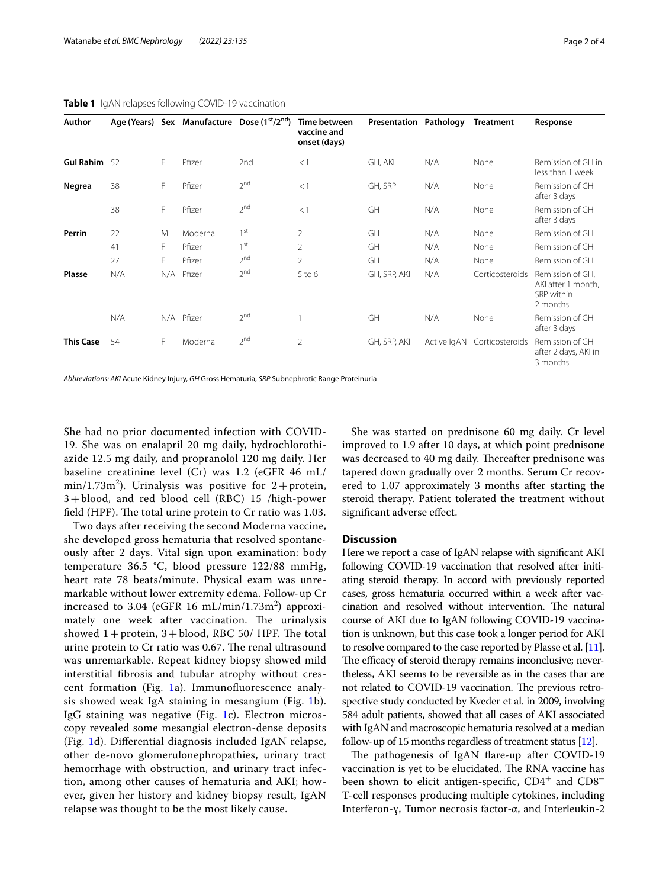**Table 1** IgAN relapses following COVID-19 vaccination

| Author | Age (Years) | Sex | Manufacture | Dose (1st/2nd) | Time between vaccine and onset (days) | Presentation | Pathology | Treatment | Response |
|---|---|---|---|---|---|---|---|---|---|
| **Gul Rahim** | 52 | F | Pfizer | 2nd | < 1 | GH, AKI | N/A | None | Remission of GH in less than 1 week |
| **Negrea** | 38 | F | Pfizer | 2nd | < 1 | GH, SRP | N/A | None | Remission of GH after 3 days |
| | 38 | F | Pfizer | 2nd | < 1 | GH | N/A | None | Remission of GH after 3 days |
| **Perrin** | 22 | M | Moderna | 1st | 2 | GH | N/A | None | Remission of GH |
| | 41 | F | Pfizer | 1st | 2 | GH | N/A | None | Remission of GH |
| | 27 | F | Pfizer | 2nd | 2 | GH | N/A | None | Remission of GH |
| **Plasse** | N/A | N/A | Pfizer | 2nd | 5 to 6 | GH, SRP, AKI | N/A | Corticosteroids | Remission of GH, AKI after 1 month, SRP within 2 months |
| | N/A | N/A | Pfizer | 2nd | 1 | GH | N/A | None | Remission of GH after 3 days |
| **This Case** | 54 | F | Moderna | 2nd | 2 | GH, SRP, AKI | Active IgAN | Corticosteroids | Remission of GH after 2 days, AKI in 3 months |

*Abbreviations: AKI* Acute Kidney Injury, *GH* Gross Hematuria, *SRP* Subnephrotic Range Proteinuria

She had no prior documented infection with COVID-19. She was on enalapril 20 mg daily, hydrochlorothiazide 12.5 mg daily, and propranolol 120 mg daily. Her baseline creatinine level (Cr) was 1.2 (eGFR 46 mL/min/1.73m$^2$). Urinalysis was positive for 2 + protein, 3 + blood, and red blood cell (RBC) 15 /high-power field (HPF). The total urine protein to Cr ratio was 1.03.

Two days after receiving the second Moderna vaccine, she developed gross hematuria that resolved spontaneously after 2 days. Vital sign upon examination: body temperature 36.5 °C, blood pressure 122/88 mmHg, heart rate 78 beats/minute. Physical exam was unremarkable without lower extremity edema. Follow-up Cr increased to 3.04 (eGFR 16 mL/min/1.73m$^2$) approximately one week after vaccination. The urinalysis showed 1 + protein, 3 + blood, RBC 50/ HPF. The total urine protein to Cr ratio was 0.67. The renal ultrasound was unremarkable. Repeat kidney biopsy showed mild interstitial fibrosis and tubular atrophy without crescent formation (Fig. 1a). Immunofluorescence analysis showed weak IgA staining in mesangium (Fig. 1b). IgG staining was negative (Fig. 1c). Electron microscopy revealed some mesangial electron-dense deposits (Fig. 1d). Differential diagnosis included IgAN relapse, other de-novo glomerulonephropathies, urinary tract hemorrhage with obstruction, and urinary tract infection, among other causes of hematuria and AKI; however, given her history and kidney biopsy result, IgAN relapse was thought to be the most likely cause.

She was started on prednisone 60 mg daily. Cr level improved to 1.9 after 10 days, at which point prednisone was decreased to 40 mg daily. Thereafter prednisone was tapered down gradually over 2 months. Serum Cr recovered to 1.07 approximately 3 months after starting the steroid therapy. Patient tolerated the treatment without significant adverse effect.

## Discussion

Here we report a case of IgAN relapse with significant AKI following COVID-19 vaccination that resolved after initiating steroid therapy. In accord with previously reported cases, gross hematuria occurred within a week after vaccination and resolved without intervention. The natural course of AKI due to IgAN following COVID-19 vaccination is unknown, but this case took a longer period for AKI to resolve compared to the case reported by Plasse et al. [11]. The efficacy of steroid therapy remains inconclusive; nevertheless, AKI seems to be reversible as in the cases thar are not related to COVID-19 vaccination. The previous retrospective study conducted by Kveder et al. in 2009, involving 584 adult patients, showed that all cases of AKI associated with IgAN and macroscopic hematuria resolved at a median follow-up of 15 months regardless of treatment status [12].

The pathogenesis of IgAN flare-up after COVID-19 vaccination is yet to be elucidated. The RNA vaccine has been shown to elicit antigen-specific, CD4$^+$ and CD8$^+$ T-cell responses producing multiple cytokines, including Interferon-ɣ, Tumor necrosis factor-α, and Interleukin-2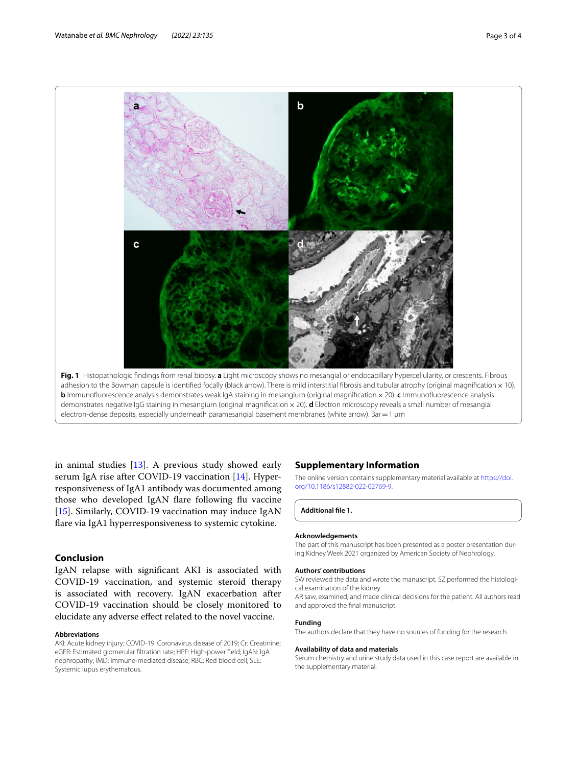Fig. 1 Histopathologic findings from renal biopsy. **a** Light microscopy shows no mesangial or endocapillary hypercellularity, or crescents. Fibrous adhesion to the Bowman capsule is identified focally (black arrow). There is mild interstitial fibrosis and tubular atrophy (original magnification × 10). **b** Immunofluorescence analysis demonstrates weak IgA staining in mesangium (original magnification × 20). **c** Immunofluorescence analysis demonstrates negative IgG staining in mesangium (original magnification × 20). **d** Electron microscopy reveals a small number of mesangial electron-dense deposits, especially underneath paramesangial basement membranes (white arrow). Bar = 1 µm

in animal studies [13]. A previous study showed early serum IgA rise after COVID-19 vaccination [14]. Hyper-responsiveness of IgA1 antibody was documented among those who developed IgAN flare following flu vaccine [15]. Similarly, COVID-19 vaccination may induce IgAN flare via IgA1 hyperresponsiveness to systemic cytokine.

## Conclusion

IgAN relapse with significant AKI is associated with COVID-19 vaccination, and systemic steroid therapy is associated with recovery. IgAN exacerbation after COVID-19 vaccination should be closely monitored to elucidate any adverse effect related to the novel vaccine.

### Abbreviations

AKI: Acute kidney injury; COVID-19: Coronavirus disease of 2019; Cr: Creatinine; eGFR: Estimated glomerular filtration rate; HPF: High-power field; IgAN: IgA nephropathy; IMD: Immune-mediated disease; RBC: Red blood cell; SLE: Systemic lupus erythematous.

## Supplementary Information

The online version contains supplementary material available at https://doi.org/10.1186/s12882-022-02769-9.

**Additional file 1.**

### Acknowledgements

The part of this manuscript has been presented as a poster presentation during Kidney Week 2021 organized by American Society of Nephrology.

### Authors' contributions

SW reviewed the data and wrote the manuscript. SZ performed the histological examination of the kidney.
AR saw, examined, and made clinical decisions for the patient. All authors read and approved the final manuscript.

### Funding

The authors declare that they have no sources of funding for the research.

### Availability of data and materials

Serum chemistry and urine study data used in this case report are available in the supplementary material.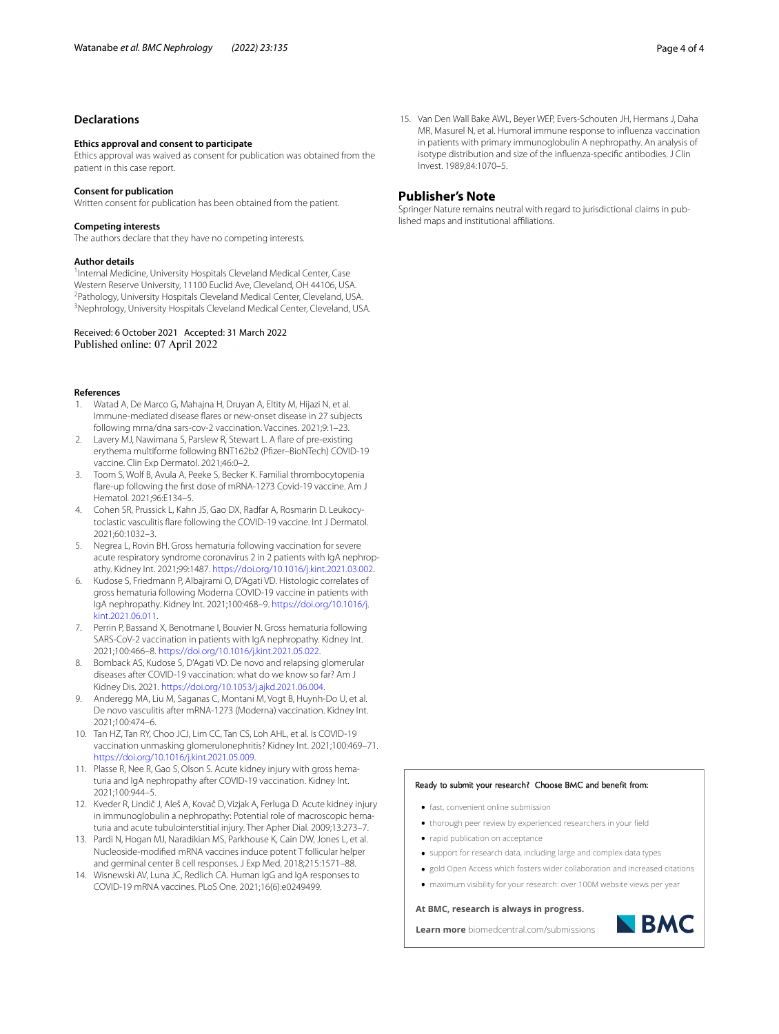## Declarations

### Ethics approval and consent to participate

Ethics approval was waived as consent for publication was obtained from the patient in this case report.

### Consent for publication

Written consent for publication has been obtained from the patient.

### Competing interests

The authors declare that they have no competing interests.

### Author details

[1]Internal Medicine, University Hospitals Cleveland Medical Center, Case Western Reserve University, 11100 Euclid Ave, Cleveland, OH 44106, USA. [2]Pathology, University Hospitals Cleveland Medical Center, Cleveland, USA. [3]Nephrology, University Hospitals Cleveland Medical Center, Cleveland, USA.

Received: 6 October 2021 Accepted: 31 March 2022
Published online: 07 April 2022

### References

1. Watad A, De Marco G, Mahajna H, Druyan A, Eltity M, Hijazi N, et al. Immune-mediated disease flares or new-onset disease in 27 subjects following mrna/dna sars-cov-2 vaccination. Vaccines. 2021;9:1–23.
2. Lavery MJ, Nawimana S, Parslew R, Stewart L. A flare of pre-existing erythema multiforme following BNT162b2 (Pfizer–BioNTech) COVID-19 vaccine. Clin Exp Dermatol. 2021;46:0–2.
3. Toom S, Wolf B, Avula A, Peeke S, Becker K. Familial thrombocytopenia flare-up following the first dose of mRNA-1273 Covid-19 vaccine. Am J Hematol. 2021;96:E134–5.
4. Cohen SR, Prussick L, Kahn JS, Gao DX, Radfar A, Rosmarin D. Leukocytoclastic vasculitis flare following the COVID-19 vaccine. Int J Dermatol. 2021;60:1032–3.
5. Negrea L, Rovin BH. Gross hematuria following vaccination for severe acute respiratory syndrome coronavirus 2 in 2 patients with IgA nephropathy. Kidney Int. 2021;99:1487. https://doi.org/10.1016/j.kint.2021.03.002.
6. Kudose S, Friedmann P, Albajrami O, D'Agati VD. Histologic correlates of gross hematuria following Moderna COVID-19 vaccine in patients with IgA nephropathy. Kidney Int. 2021;100:468–9. https://doi.org/10.1016/j.kint.2021.06.011.
7. Perrin P, Bassand X, Benotmane I, Bouvier N. Gross hematuria following SARS-CoV-2 vaccination in patients with IgA nephropathy. Kidney Int. 2021;100:466–8. https://doi.org/10.1016/j.kint.2021.05.022.
8. Bomback AS, Kudose S, D'Agati VD. De novo and relapsing glomerular diseases after COVID-19 vaccination: what do we know so far? Am J Kidney Dis. 2021. https://doi.org/10.1053/j.ajkd.2021.06.004.
9. Anderegg MA, Liu M, Saganas C, Montani M, Vogt B, Huynh-Do U, et al. De novo vasculitis after mRNA-1273 (Moderna) vaccination. Kidney Int. 2021;100:474–6.
10. Tan HZ, Tan RY, Choo JCJ, Lim CC, Tan CS, Loh AHL, et al. Is COVID-19 vaccination unmasking glomerulonephritis? Kidney Int. 2021;100:469–71. https://doi.org/10.1016/j.kint.2021.05.009.
11. Plasse R, Nee R, Gao S, Olson S. Acute kidney injury with gross hematuria and IgA nephropathy after COVID-19 vaccination. Kidney Int. 2021;100:944–5.
12. Kveder R, Lindič J, Aleš A, Kovač D, Vizjak A, Ferluga D. Acute kidney injury in immunoglobulin a nephropathy: Potential role of macroscopic hematuria and acute tubulointerstitial injury. Ther Apher Dial. 2009;13:273–7.
13. Pardi N, Hogan MJ, Naradikian MS, Parkhouse K, Cain DW, Jones L, et al. Nucleoside-modified mRNA vaccines induce potent T follicular helper and germinal center B cell responses. J Exp Med. 2018;215:1571–88.
14. Wisnewski AV, Luna JC, Redlich CA. Human IgG and IgA responses to COVID-19 mRNA vaccines. PLoS One. 2021;16(6):e0249499.
15. Van Den Wall Bake AWL, Beyer WEP, Evers-Schouten JH, Hermans J, Daha MR, Masurel N, et al. Humoral immune response to influenza vaccination in patients with primary immunoglobulin A nephropathy. An analysis of isotype distribution and size of the influenza-specific antibodies. J Clin Invest. 1989;84:1070–5.

## Publisher's Note

Springer Nature remains neutral with regard to jurisdictional claims in published maps and institutional affiliations.

Ready to submit your research? Choose BMC and benefit from:

- fast, convenient online submission
- thorough peer review by experienced researchers in your field
- rapid publication on acceptance
- support for research data, including large and complex data types
- gold Open Access which fosters wider collaboration and increased citations
- maximum visibility for your research: over 100M website views per year

**At BMC, research is always in progress.**

**Learn more** biomedcentral.com/submissions